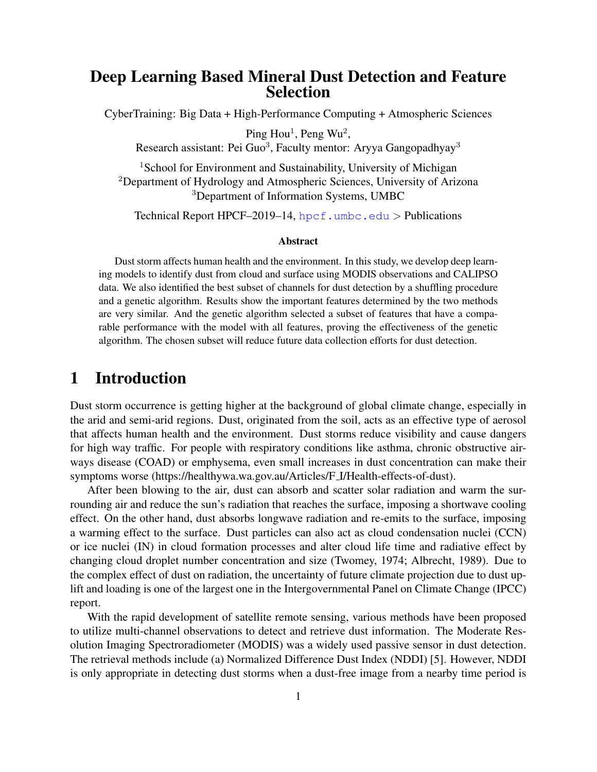# Deep Learning Based Mineral Dust Detection and Feature Selection

CyberTraining: Big Data + High-Performance Computing + Atmospheric Sciences

Ping Hou[1], Peng Wu[2],
Research assistant: Pei Guo[3], Faculty mentor: Aryya Gangopadhyay[3]

[1]School for Environment and Sustainability, University of Michigan
[2]Department of Hydrology and Atmospheric Sciences, University of Arizona
[3]Department of Information Systems, UMBC

Technical Report HPCF–2019–14, hpcf.umbc.edu > Publications

### Abstract

Dust storm affects human health and the environment. In this study, we develop deep learning models to identify dust from cloud and surface using MODIS observations and CALIPSO data. We also identified the best subset of channels for dust detection by a shuffling procedure and a genetic algorithm. Results show the important features determined by the two methods are very similar. And the genetic algorithm selected a subset of features that have a comparable performance with the model with all features, proving the effectiveness of the genetic algorithm. The chosen subset will reduce future data collection efforts for dust detection.

## 1 Introduction

Dust storm occurrence is getting higher at the background of global climate change, especially in the arid and semi-arid regions. Dust, originated from the soil, acts as an effective type of aerosol that affects human health and the environment. Dust storms reduce visibility and cause dangers for high way traffic. For people with respiratory conditions like asthma, chronic obstructive airways disease (COAD) or emphysema, even small increases in dust concentration can make their symptoms worse (https://healthywa.wa.gov.au/Articles/F_I/Health-effects-of-dust).

After been blowing to the air, dust can absorb and scatter solar radiation and warm the surrounding air and reduce the sun's radiation that reaches the surface, imposing a shortwave cooling effect. On the other hand, dust absorbs longwave radiation and re-emits to the surface, imposing a warming effect to the surface. Dust particles can also act as cloud condensation nuclei (CCN) or ice nuclei (IN) in cloud formation processes and alter cloud life time and radiative effect by changing cloud droplet number concentration and size (Twomey, 1974; Albrecht, 1989). Due to the complex effect of dust on radiation, the uncertainty of future climate projection due to dust uplift and loading is one of the largest one in the Intergovernmental Panel on Climate Change (IPCC) report.

With the rapid development of satellite remote sensing, various methods have been proposed to utilize multi-channel observations to detect and retrieve dust information. The Moderate Resolution Imaging Spectroradiometer (MODIS) was a widely used passive sensor in dust detection. The retrieval methods include (a) Normalized Difference Dust Index (NDDI) [5]. However, NDDI is only appropriate in detecting dust storms when a dust-free image from a nearby time period is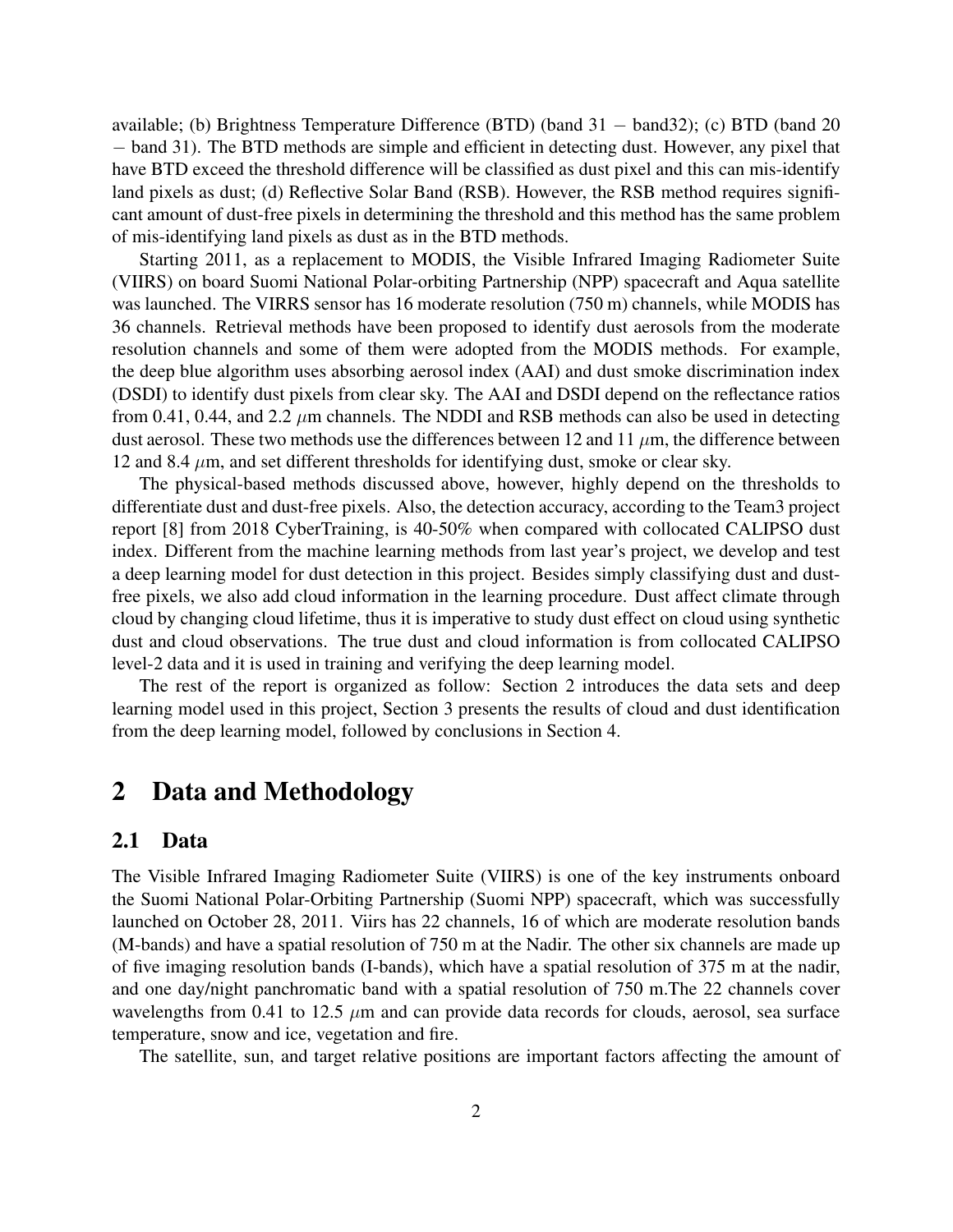available; (b) Brightness Temperature Difference (BTD) (band 31 − band32); (c) BTD (band 20 − band 31). The BTD methods are simple and efficient in detecting dust. However, any pixel that have BTD exceed the threshold difference will be classified as dust pixel and this can mis-identify land pixels as dust; (d) Reflective Solar Band (RSB). However, the RSB method requires significant amount of dust-free pixels in determining the threshold and this method has the same problem of mis-identifying land pixels as dust as in the BTD methods.

Starting 2011, as a replacement to MODIS, the Visible Infrared Imaging Radiometer Suite (VIIRS) on board Suomi National Polar-orbiting Partnership (NPP) spacecraft and Aqua satellite was launched. The VIRRS sensor has 16 moderate resolution (750 m) channels, while MODIS has 36 channels. Retrieval methods have been proposed to identify dust aerosols from the moderate resolution channels and some of them were adopted from the MODIS methods. For example, the deep blue algorithm uses absorbing aerosol index (AAI) and dust smoke discrimination index (DSDI) to identify dust pixels from clear sky. The AAI and DSDI depend on the reflectance ratios from 0.41, 0.44, and 2.2 $\mu$m channels. The NDDI and RSB methods can also be used in detecting dust aerosol. These two methods use the differences between 12 and 11 $\mu$m, the difference between 12 and 8.4 $\mu$m, and set different thresholds for identifying dust, smoke or clear sky.

The physical-based methods discussed above, however, highly depend on the thresholds to differentiate dust and dust-free pixels. Also, the detection accuracy, according to the Team3 project report [8] from 2018 CyberTraining, is 40-50% when compared with collocated CALIPSO dust index. Different from the machine learning methods from last year's project, we develop and test a deep learning model for dust detection in this project. Besides simply classifying dust and dust-free pixels, we also add cloud information in the learning procedure. Dust affect climate through cloud by changing cloud lifetime, thus it is imperative to study dust effect on cloud using synthetic dust and cloud observations. The true dust and cloud information is from collocated CALIPSO level-2 data and it is used in training and verifying the deep learning model.

The rest of the report is organized as follow: Section 2 introduces the data sets and deep learning model used in this project, Section 3 presents the results of cloud and dust identification from the deep learning model, followed by conclusions in Section 4.

# 2 Data and Methodology

## 2.1 Data

The Visible Infrared Imaging Radiometer Suite (VIIRS) is one of the key instruments onboard the Suomi National Polar-Orbiting Partnership (Suomi NPP) spacecraft, which was successfully launched on Octeber 28, 2011. Viirs has 22 channels, 16 of which are moderate resolution bands (M-bands) and have a spatial resolution of 750 m at the Nadir. The other six channels are made up of five imaging resolution bands (I-bands), which have a spatial resolution of 375 m at the nadir, and one day/night panchromatic band with a spatial resolution of 750 m.The 22 channels cover wavelengths from 0.41 to 12.5 $\mu$m and can provide data records for clouds, aerosol, sea surface temperature, snow and ice, vegetation and fire.

The satellite, sun, and target relative positions are important factors affecting the amount of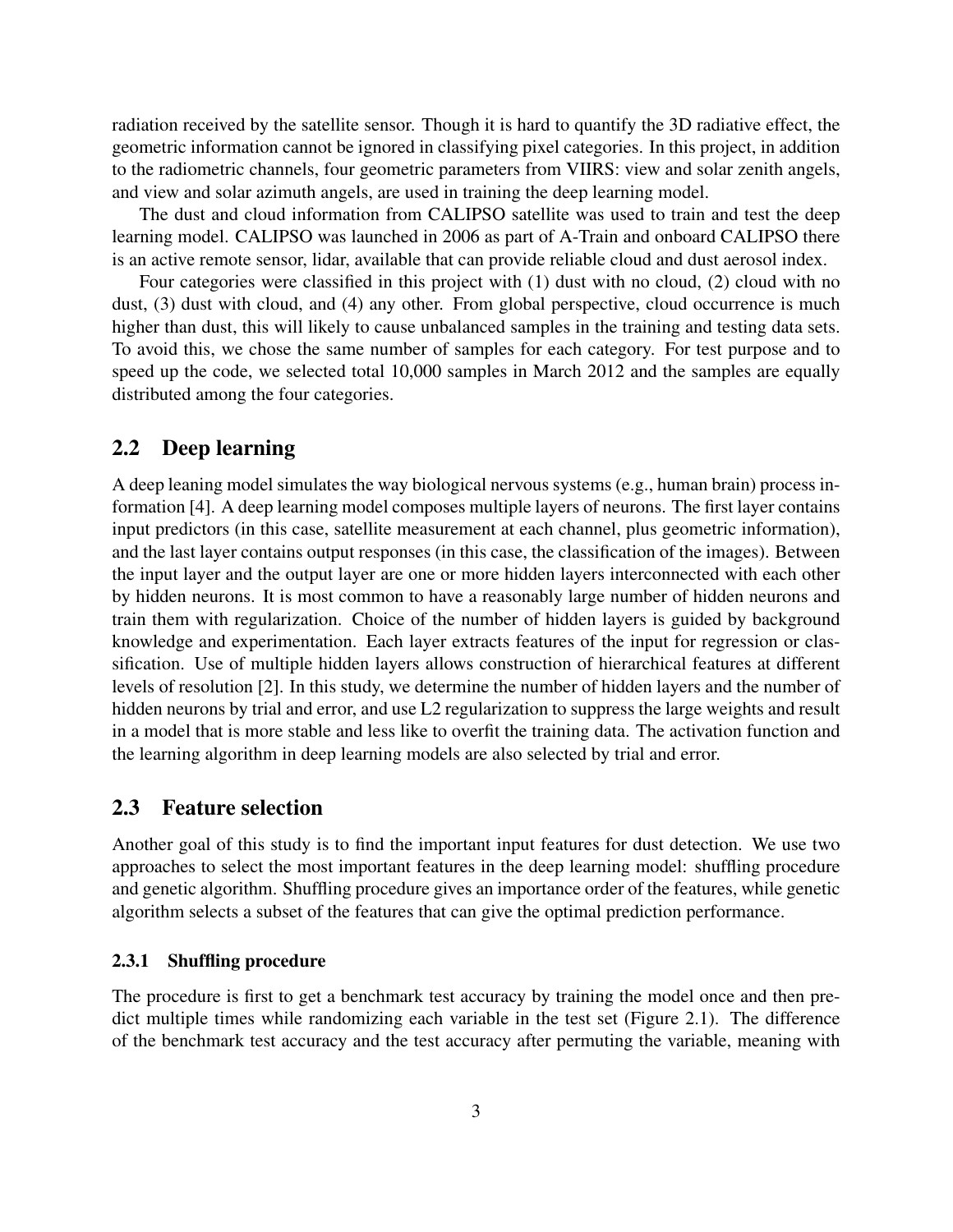radiation received by the satellite sensor. Though it is hard to quantify the 3D radiative effect, the geometric information cannot be ignored in classifying pixel categories. In this project, in addition to the radiometric channels, four geometric parameters from VIIRS: view and solar zenith angels, and view and solar azimuth angels, are used in training the deep learning model.

The dust and cloud information from CALIPSO satellite was used to train and test the deep learning model. CALIPSO was launched in 2006 as part of A-Train and onboard CALIPSO there is an active remote sensor, lidar, available that can provide reliable cloud and dust aerosol index.

Four categories were classified in this project with (1) dust with no cloud, (2) cloud with no dust, (3) dust with cloud, and (4) any other. From global perspective, cloud occurrence is much higher than dust, this will likely to cause unbalanced samples in the training and testing data sets. To avoid this, we chose the same number of samples for each category. For test purpose and to speed up the code, we selected total 10,000 samples in March 2012 and the samples are equally distributed among the four categories.

## 2.2 Deep learning

A deep leaning model simulates the way biological nervous systems (e.g., human brain) process information [4]. A deep learning model composes multiple layers of neurons. The first layer contains input predictors (in this case, satellite measurement at each channel, plus geometric information), and the last layer contains output responses (in this case, the classification of the images). Between the input layer and the output layer are one or more hidden layers interconnected with each other by hidden neurons. It is most common to have a reasonably large number of hidden neurons and train them with regularization. Choice of the number of hidden layers is guided by background knowledge and experimentation. Each layer extracts features of the input for regression or classification. Use of multiple hidden layers allows construction of hierarchical features at different levels of resolution [2]. In this study, we determine the number of hidden layers and the number of hidden neurons by trial and error, and use L2 regularization to suppress the large weights and result in a model that is more stable and less like to overfit the training data. The activation function and the learning algorithm in deep learning models are also selected by trial and error.

## 2.3 Feature selection

Another goal of this study is to find the important input features for dust detection. We use two approaches to select the most important features in the deep learning model: shuffling procedure and genetic algorithm. Shuffling procedure gives an importance order of the features, while genetic algorithm selects a subset of the features that can give the optimal prediction performance.

### 2.3.1 Shuffling procedure

The procedure is first to get a benchmark test accuracy by training the model once and then predict multiple times while randomizing each variable in the test set (Figure 2.1). The difference of the benchmark test accuracy and the test accuracy after permuting the variable, meaning with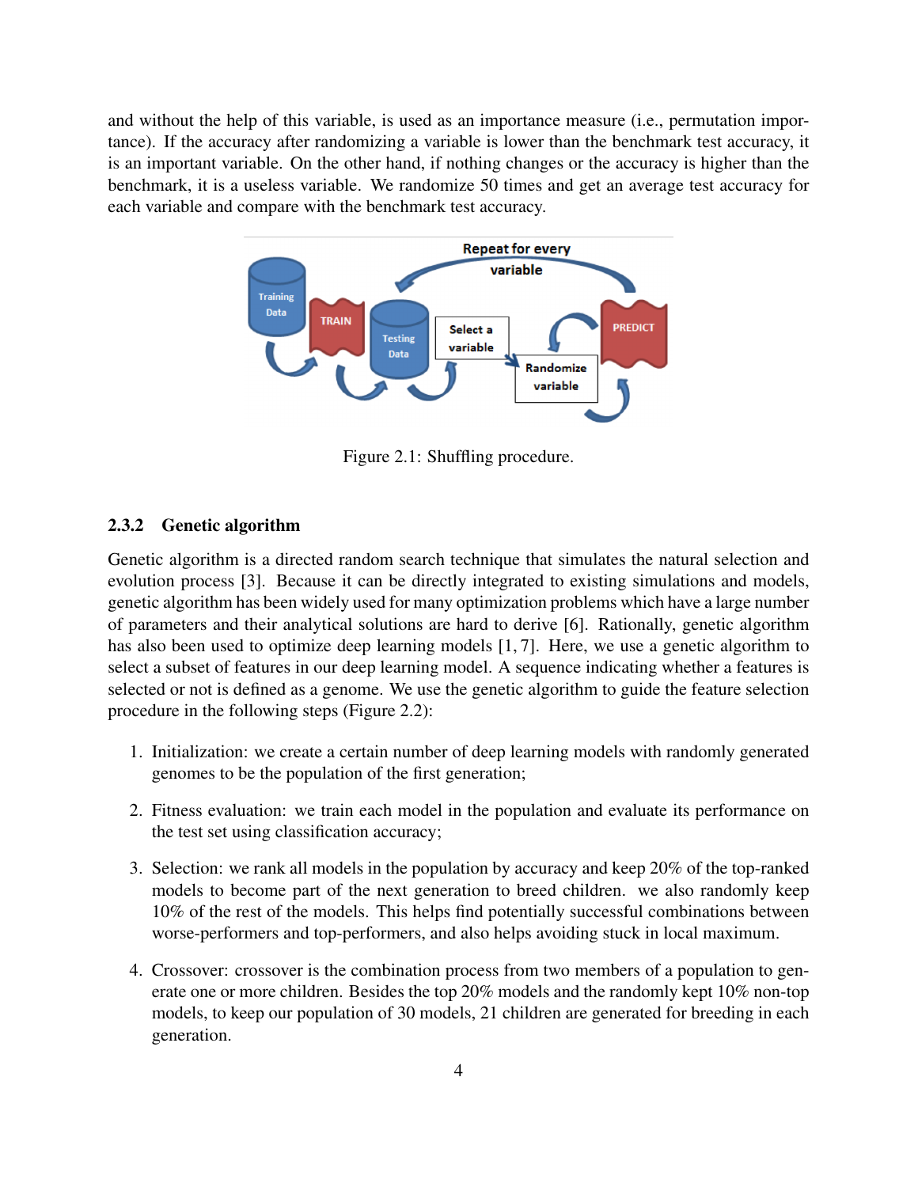and without the help of this variable, is used as an importance measure (i.e., permutation importance). If the accuracy after randomizing a variable is lower than the benchmark test accuracy, it is an important variable. On the other hand, if nothing changes or the accuracy is higher than the benchmark, it is a useless variable. We randomize 50 times and get an average test accuracy for each variable and compare with the benchmark test accuracy.

Figure 2.1: Shuffling procedure.

### 2.3.2 Genetic algorithm

Genetic algorithm is a directed random search technique that simulates the natural selection and evolution process [3]. Because it can be directly integrated to existing simulations and models, genetic algorithm has been widely used for many optimization problems which have a large number of parameters and their analytical solutions are hard to derive [6]. Rationally, genetic algorithm has also been used to optimize deep learning models [1, 7]. Here, we use a genetic algorithm to select a subset of features in our deep learning model. A sequence indicating whether a features is selected or not is defined as a genome. We use the genetic algorithm to guide the feature selection procedure in the following steps (Figure 2.2):

1. Initialization: we create a certain number of deep learning models with randomly generated genomes to be the population of the first generation;

2. Fitness evaluation: we train each model in the population and evaluate its performance on the test set using classification accuracy;

3. Selection: we rank all models in the population by accuracy and keep 20% of the top-ranked models to become part of the next generation to breed children. we also randomly keep 10% of the rest of the models. This helps find potentially successful combinations between worse-performers and top-performers, and also helps avoiding stuck in local maximum.

4. Crossover: crossover is the combination process from two members of a population to generate one or more children. Besides the top 20% models and the randomly kept 10% non-top models, to keep our population of 30 models, 21 children are generated for breeding in each generation.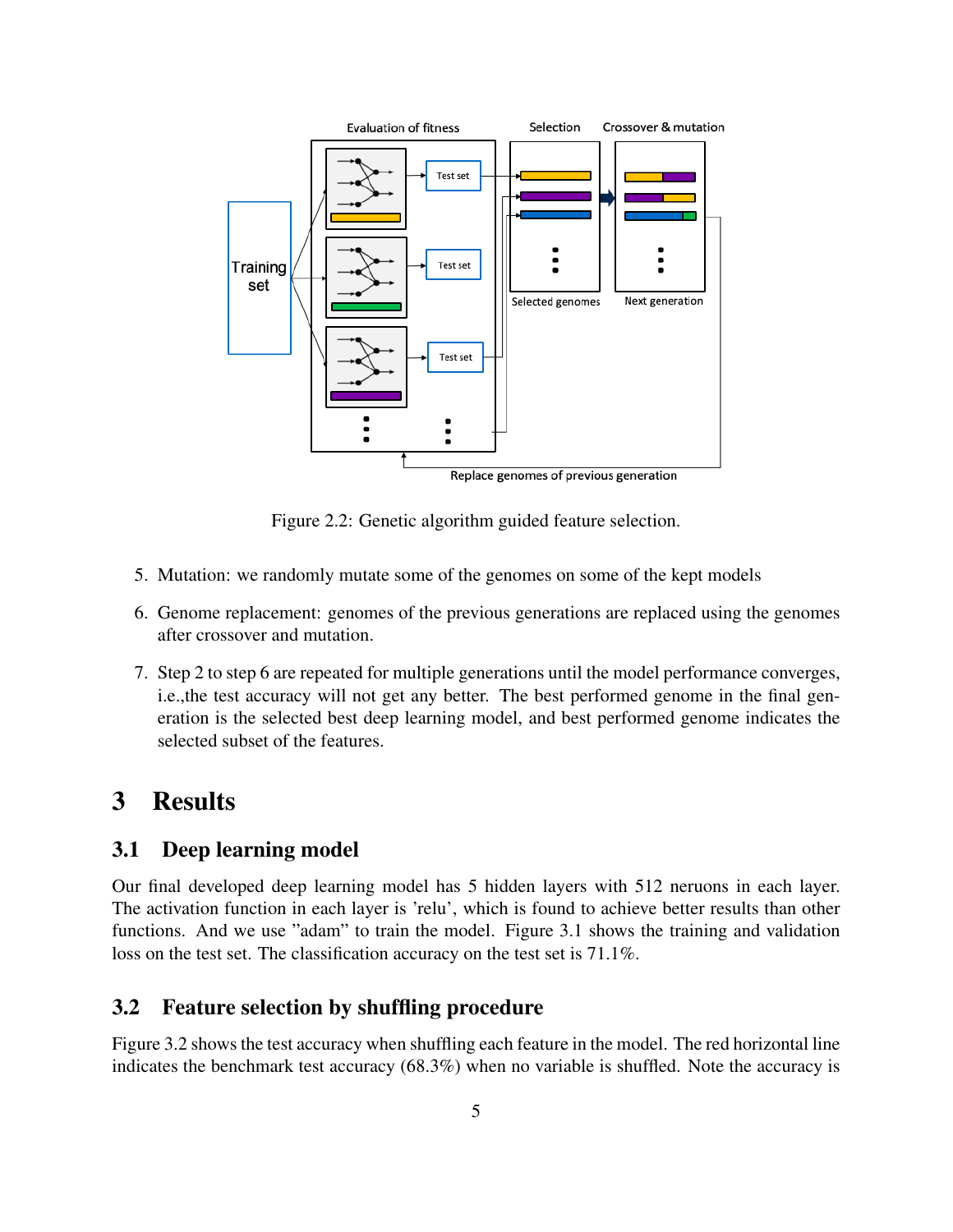Figure 2.2: Genetic algorithm guided feature selection.

5. Mutation: we randomly mutate some of the genomes on some of the kept models
6. Genome replacement: genomes of the previous generations are replaced using the genomes after crossover and mutation.
7. Step 2 to step 6 are repeated for multiple generations until the model performance converges, i.e.,the test accuracy will not get any better. The best performed genome in the final generation is the selected best deep learning model, and best performed genome indicates the selected subset of the features.

# 3 Results

## 3.1 Deep learning model

Our final developed deep learning model has 5 hidden layers with 512 neruons in each layer. The activation function in each layer is 'relu', which is found to achieve better results than other functions. And we use "adam" to train the model. Figure 3.1 shows the training and validation loss on the test set. The classification accuracy on the test set is 71.1%.

## 3.2 Feature selection by shuffling procedure

Figure 3.2 shows the test accuracy when shuffling each feature in the model. The red horizontal line indicates the benchmark test accuracy (68.3%) when no variable is shuffled. Note the accuracy is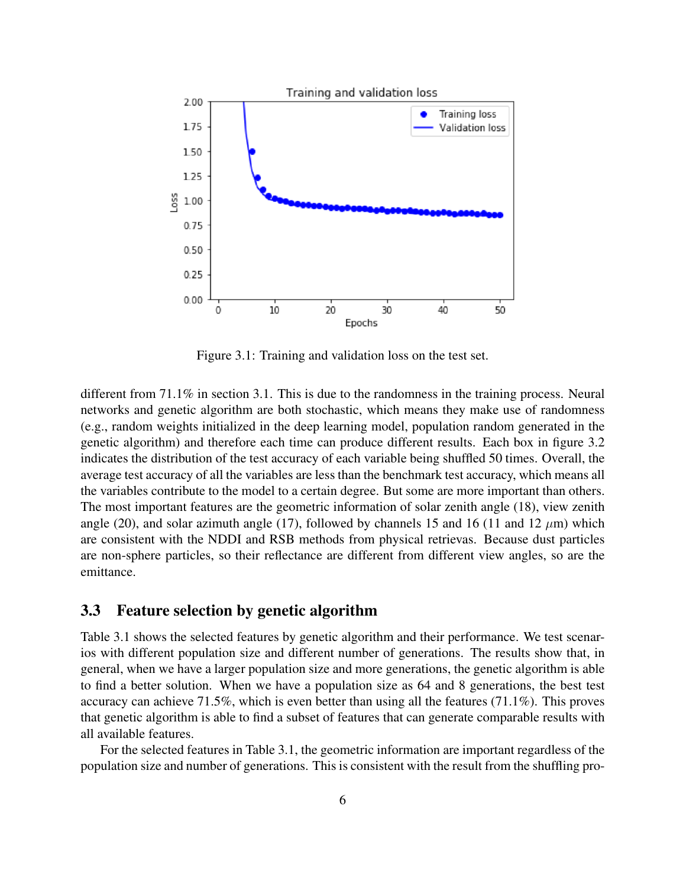Figure 3.1: Training and validation loss on the test set.

different from 71.1% in section 3.1. This is due to the randomness in the training process. Neural networks and genetic algorithm are both stochastic, which means they make use of randomness (e.g., random weights initialized in the deep learning model, population random generated in the genetic algorithm) and therefore each time can produce different results. Each box in figure 3.2 indicates the distribution of the test accuracy of each variable being shuffled 50 times. Overall, the average test accuracy of all the variables are less than the benchmark test accuracy, which means all the variables contribute to the model to a certain degree. But some are more important than others. The most important features are the geometric information of solar zenith angle (18), view zenith angle (20), and solar azimuth angle (17), followed by channels 15 and 16 (11 and 12 $\mu$m) which are consistent with the NDDI and RSB methods from physical retrievas. Because dust particles are non-sphere particles, so their reflectance are different from different view angles, so are the emittance.

## 3.3 Feature selection by genetic algorithm

Table 3.1 shows the selected features by genetic algorithm and their performance. We test scenarios with different population size and different number of generations. The results show that, in general, when we have a larger population size and more generations, the genetic algorithm is able to find a better solution. When we have a population size as 64 and 8 generations, the best test accuracy can achieve 71.5%, which is even better than using all the features (71.1%). This proves that genetic algorithm is able to find a subset of features that can generate comparable results with all available features.

For the selected features in Table 3.1, the geometric information are important regardless of the population size and number of generations. This is consistent with the result from the shuffling pro-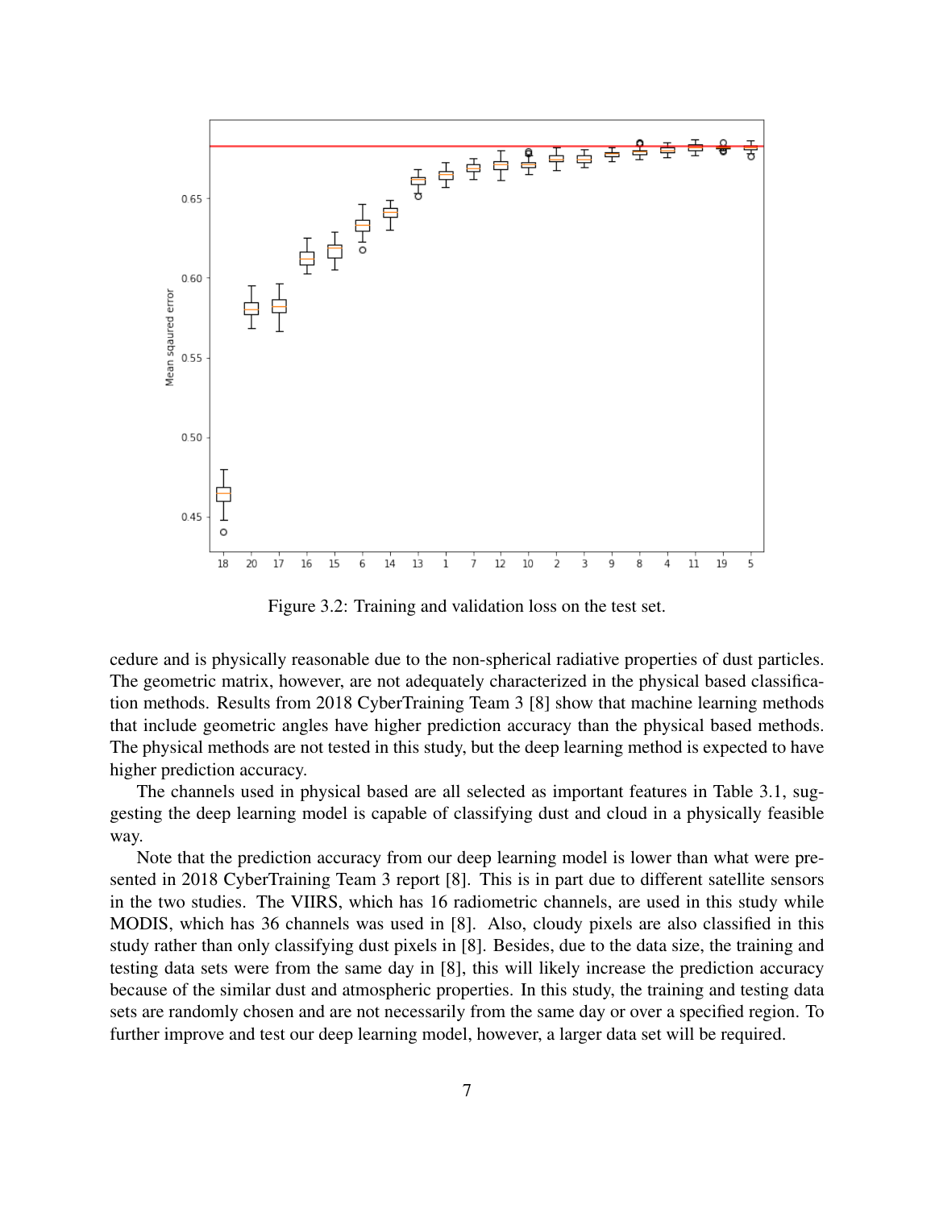Figure 3.2: Training and validation loss on the test set.

cedure and is physically reasonable due to the non-spherical radiative properties of dust particles. The geometric matrix, however, are not adequately characterized in the physical based classification methods. Results from 2018 CyberTraining Team 3 [8] show that machine learning methods that include geometric angles have higher prediction accuracy than the physical based methods. The physical methods are not tested in this study, but the deep learning method is expected to have higher prediction accuracy.

The channels used in physical based are all selected as important features in Table 3.1, suggesting the deep learning model is capable of classifying dust and cloud in a physically feasible way.

Note that the prediction accuracy from our deep learning model is lower than what were presented in 2018 CyberTraining Team 3 report [8]. This is in part due to different satellite sensors in the two studies. The VIIRS, which has 16 radiometric channels, are used in this study while MODIS, which has 36 channels was used in [8]. Also, cloudy pixels are also classified in this study rather than only classifying dust pixels in [8]. Besides, due to the data size, the training and testing data sets were from the same day in [8], this will likely increase the prediction accuracy because of the similar dust and atmospheric properties. In this study, the training and testing data sets are randomly chosen and are not necessarily from the same day or over a specified region. To further improve and test our deep learning model, however, a larger data set will be required.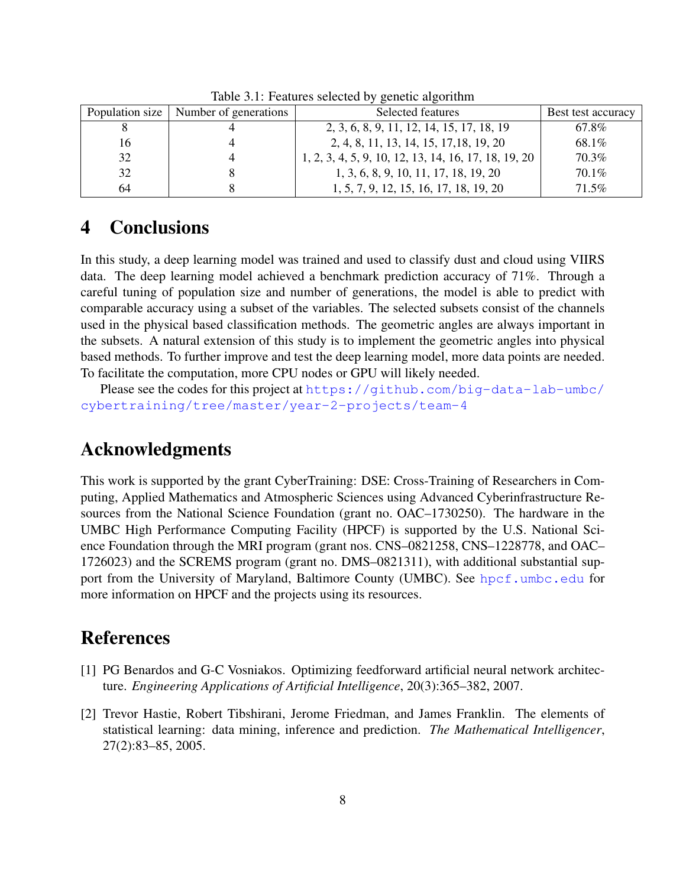Table 3.1: Features selected by genetic algorithm

| Population size | Number of generations | Selected features | Best test accuracy |
|---|---|---|---|
| 8 | 4 | 2, 3, 6, 8, 9, 11, 12, 14, 15, 17, 18, 19 | 67.8% |
| 16 | 4 | 2, 4, 8, 11, 13, 14, 15, 17,18, 19, 20 | 68.1% |
| 32 | 4 | 1, 2, 3, 4, 5, 9, 10, 12, 13, 14, 16, 17, 18, 19, 20 | 70.3% |
| 32 | 8 | 1, 3, 6, 8, 9, 10, 11, 17, 18, 19, 20 | 70.1% |
| 64 | 8 | 1, 5, 7, 9, 12, 15, 16, 17, 18, 19, 20 | 71.5% |

# 4 Conclusions

In this study, a deep learning model was trained and used to classify dust and cloud using VIIRS data. The deep learning model achieved a benchmark prediction accuracy of 71%. Through a careful tuning of population size and number of generations, the model is able to predict with comparable accuracy using a subset of the variables. The selected subsets consist of the channels used in the physical based classification methods. The geometric angles are always important in the subsets. A natural extension of this study is to implement the geometric angles into physical based methods. To further improve and test the deep learning model, more data points are needed. To facilitate the computation, more CPU nodes or GPU will likely needed.

Please see the codes for this project at https://github.com/big-data-lab-umbc/cybertraining/tree/master/year-2-projects/team-4

# Acknowledgments

This work is supported by the grant CyberTraining: DSE: Cross-Training of Researchers in Computing, Applied Mathematics and Atmospheric Sciences using Advanced Cyberinfrastructure Resources from the National Science Foundation (grant no. OAC–1730250). The hardware in the UMBC High Performance Computing Facility (HPCF) is supported by the U.S. National Science Foundation through the MRI program (grant nos. CNS–0821258, CNS–1228778, and OAC–1726023) and the SCREMS program (grant no. DMS–0821311), with additional substantial support from the University of Maryland, Baltimore County (UMBC). See hpcf.umbc.edu for more information on HPCF and the projects using its resources.

# References

[1] PG Benardos and G-C Vosniakos. Optimizing feedforward artificial neural network architecture. *Engineering Applications of Artificial Intelligence*, 20(3):365–382, 2007.

[2] Trevor Hastie, Robert Tibshirani, Jerome Friedman, and James Franklin. The elements of statistical learning: data mining, inference and prediction. *The Mathematical Intelligencer*, 27(2):83–85, 2005.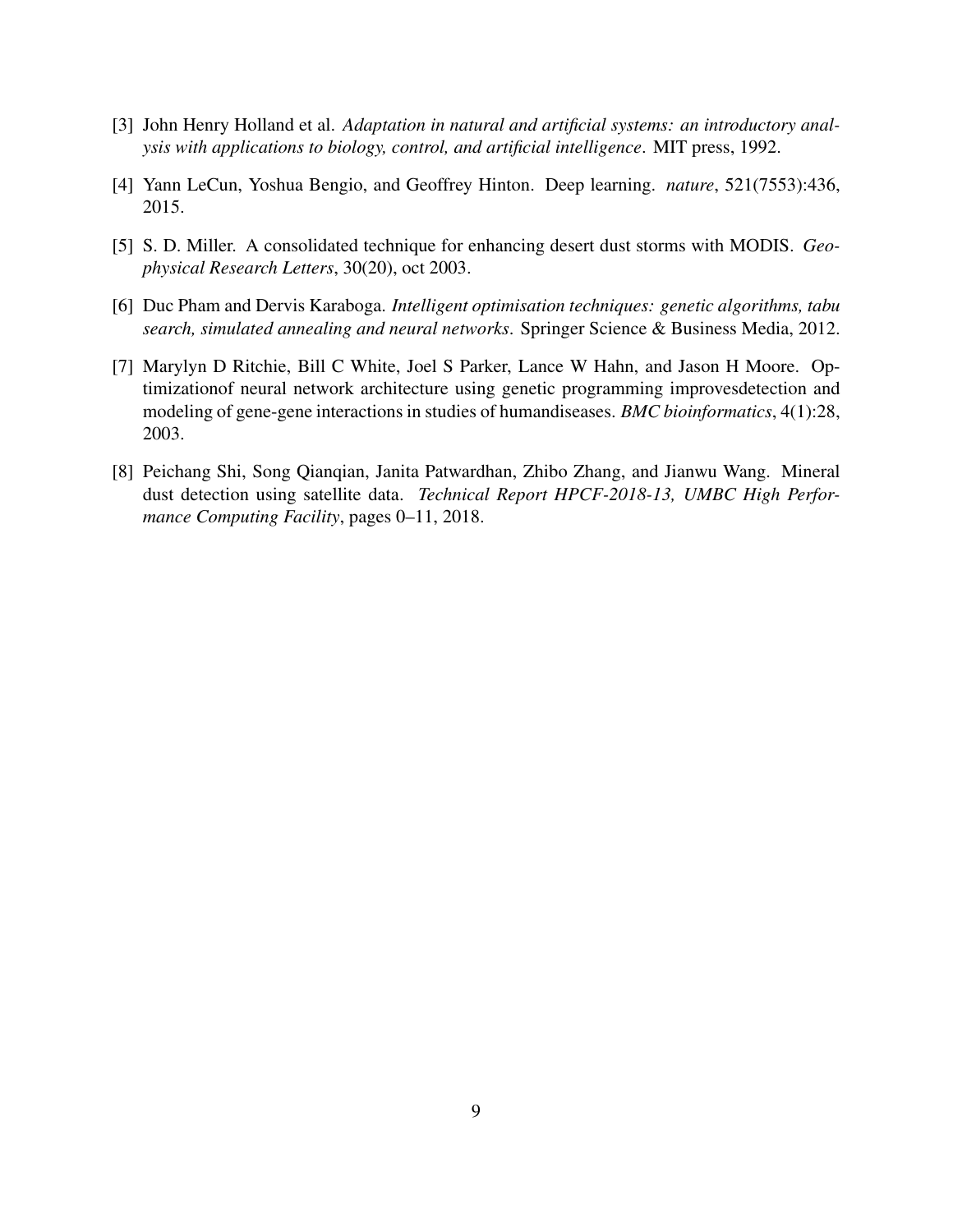[3] John Henry Holland et al. *Adaptation in natural and artificial systems: an introductory analysis with applications to biology, control, and artificial intelligence*. MIT press, 1992.

[4] Yann LeCun, Yoshua Bengio, and Geoffrey Hinton. Deep learning. *nature*, 521(7553):436, 2015.

[5] S. D. Miller. A consolidated technique for enhancing desert dust storms with MODIS. *Geophysical Research Letters*, 30(20), oct 2003.

[6] Duc Pham and Dervis Karaboga. *Intelligent optimisation techniques: genetic algorithms, tabu search, simulated annealing and neural networks*. Springer Science & Business Media, 2012.

[7] Marylyn D Ritchie, Bill C White, Joel S Parker, Lance W Hahn, and Jason H Moore. Optimizationof neural network architecture using genetic programming improvesdetection and modeling of gene-gene interactions in studies of humandiseases. *BMC bioinformatics*, 4(1):28, 2003.

[8] Peichang Shi, Song Qianqian, Janita Patwardhan, Zhibo Zhang, and Jianwu Wang. Mineral dust detection using satellite data. *Technical Report HPCF-2018-13, UMBC High Performance Computing Facility*, pages 0–11, 2018.